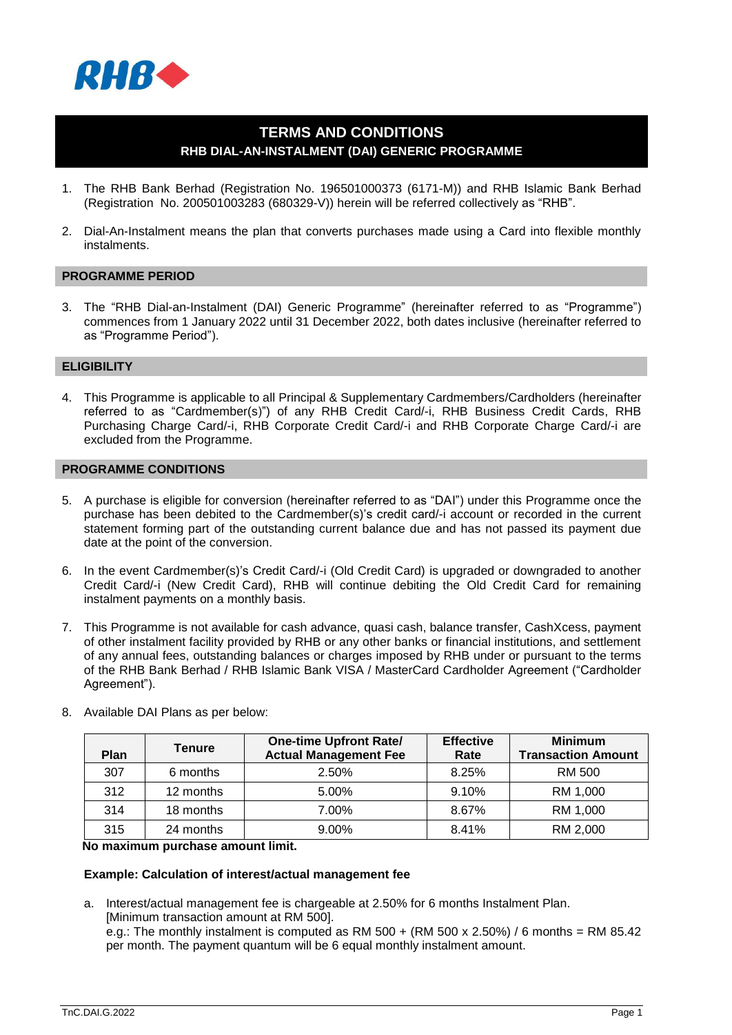# TERMS AND CONDITIONS

## RHB DIAL-AN-INSTALMENT (DAI) GENERIC PROGRAMME

1. The RHB Bank Berhad (Registration No. 196501000373 (6171-M)) and RHB Islamic Bank Berhad (Registration No. 200501003283 (680329-V)) herein will be referred collectively as "RHB".

2. Dial-An-Instalment means the plan that converts purchases made using a Card into flexible monthly instalments.

### PROGRAMME PERIOD

3. The "RHB Dial-an-Instalment (DAI) Generic Programme" (hereinafter referred to as "Programme") commences from 1 January 2022 until 31 December 2022, both dates inclusive (hereinafter referred to as "Programme Period").

### ELIGIBILITY

4. This Programme is applicable to all Principal & Supplementary Cardmembers/Cardholders (hereinafter referred to as "Cardmember(s)") of any RHB Credit Card/-i, RHB Business Credit Cards, RHB Purchasing Charge Card/-i, RHB Corporate Credit Card/-i and RHB Corporate Charge Card/-i are excluded from the Programme.

### PROGRAMME CONDITIONS

5. A purchase is eligible for conversion (hereinafter referred to as "DAI") under this Programme once the purchase has been debited to the Cardmember(s)'s credit card/-i account or recorded in the current statement forming part of the outstanding current balance due and has not passed its payment due date at the point of the conversion.

6. In the event Cardmember(s)'s Credit Card/-i (Old Credit Card) is upgraded or downgraded to another Credit Card/-i (New Credit Card), RHB will continue debiting the Old Credit Card for remaining instalment payments on a monthly basis.

7. This Programme is not available for cash advance, quasi cash, balance transfer, CashXcess, payment of other instalment facility provided by RHB or any other banks or financial institutions, and settlement of any annual fees, outstanding balances or charges imposed by RHB under or pursuant to the terms of the RHB Bank Berhad / RHB Islamic Bank VISA / MasterCard Cardholder Agreement ("Cardholder Agreement").

8. Available DAI Plans as per below:

| Plan | Tenure | One-time Upfront Rate/ Actual Management Fee | Effective Rate | Minimum Transaction Amount |
|---|---|---|---|---|
| 307 | 6 months | 2.50% | 8.25% | RM 500 |
| 312 | 12 months | 5.00% | 9.10% | RM 1,000 |
| 314 | 18 months | 7.00% | 8.67% | RM 1,000 |
| 315 | 24 months | 9.00% | 8.41% | RM 2,000 |

**No maximum purchase amount limit.**

**Example: Calculation of interest/actual management fee**

a. Interest/actual management fee is chargeable at 2.50% for 6 months Instalment Plan.
[Minimum transaction amount at RM 500].
e.g.: The monthly instalment is computed as RM 500 + (RM 500 x 2.50%) / 6 months = RM 85.42 per month. The payment quantum will be 6 equal monthly instalment amount.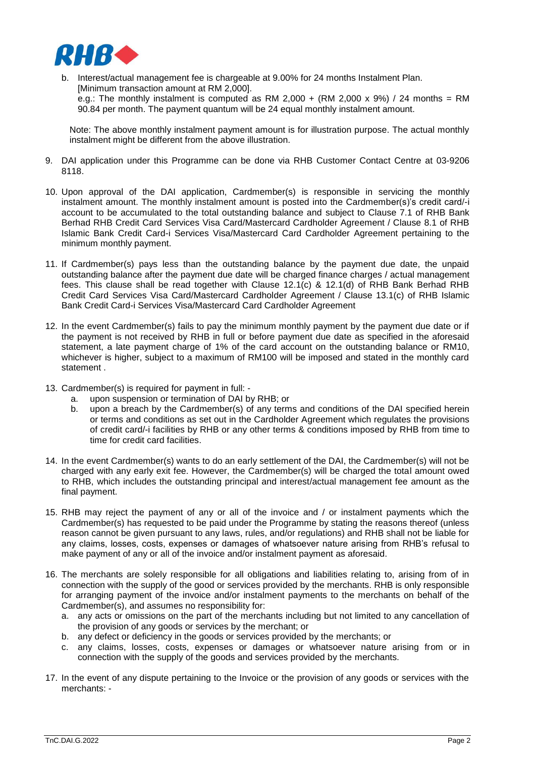b. Interest/actual management fee is chargeable at 9.00% for 24 months Instalment Plan. [Minimum transaction amount at RM 2,000].
   e.g.: The monthly instalment is computed as RM 2,000 + (RM 2,000 x 9%) / 24 months = RM 90.84 per month. The payment quantum will be 24 equal monthly instalment amount.

Note: The above monthly instalment payment amount is for illustration purpose. The actual monthly instalment might be different from the above illustration.

9. DAI application under this Programme can be done via RHB Customer Contact Centre at 03-9206 8118.

10. Upon approval of the DAI application, Cardmember(s) is responsible in servicing the monthly instalment amount. The monthly instalment amount is posted into the Cardmember(s)'s credit card/-i account to be accumulated to the total outstanding balance and subject to Clause 7.1 of RHB Bank Berhad RHB Credit Card Services Visa Card/Mastercard Cardholder Agreement / Clause 8.1 of RHB Islamic Bank Credit Card-i Services Visa/Mastercard Card Cardholder Agreement pertaining to the minimum monthly payment.

11. If Cardmember(s) pays less than the outstanding balance by the payment due date, the unpaid outstanding balance after the payment due date will be charged finance charges / actual management fees. This clause shall be read together with Clause 12.1(c) & 12.1(d) of RHB Bank Berhad RHB Credit Card Services Visa Card/Mastercard Cardholder Agreement / Clause 13.1(c) of RHB Islamic Bank Credit Card-i Services Visa/Mastercard Card Cardholder Agreement

12. In the event Cardmember(s) fails to pay the minimum monthly payment by the payment due date or if the payment is not received by RHB in full or before payment due date as specified in the aforesaid statement, a late payment charge of 1% of the card account on the outstanding balance or RM10, whichever is higher, subject to a maximum of RM100 will be imposed and stated in the monthly card statement .

13. Cardmember(s) is required for payment in full: -
    a. upon suspension or termination of DAI by RHB; or
    b. upon a breach by the Cardmember(s) of any terms and conditions of the DAI specified herein or terms and conditions as set out in the Cardholder Agreement which regulates the provisions of credit card/-i facilities by RHB or any other terms & conditions imposed by RHB from time to time for credit card facilities.

14. In the event Cardmember(s) wants to do an early settlement of the DAI, the Cardmember(s) will not be charged with any early exit fee. However, the Cardmember(s) will be charged the total amount owed to RHB, which includes the outstanding principal and interest/actual management fee amount as the final payment.

15. RHB may reject the payment of any or all of the invoice and / or instalment payments which the Cardmember(s) has requested to be paid under the Programme by stating the reasons thereof (unless reason cannot be given pursuant to any laws, rules, and/or regulations) and RHB shall not be liable for any claims, losses, costs, expenses or damages of whatsoever nature arising from RHB's refusal to make payment of any or all of the invoice and/or instalment payment as aforesaid.

16. The merchants are solely responsible for all obligations and liabilities relating to, arising from of in connection with the supply of the good or services provided by the merchants. RHB is only responsible for arranging payment of the invoice and/or instalment payments to the merchants on behalf of the Cardmember(s), and assumes no responsibility for:
    a. any acts or omissions on the part of the merchants including but not limited to any cancellation of the provision of any goods or services by the merchant; or
    b. any defect or deficiency in the goods or services provided by the merchants; or
    c. any claims, losses, costs, expenses or damages or whatsoever nature arising from or in connection with the supply of the goods and services provided by the merchants.

17. In the event of any dispute pertaining to the Invoice or the provision of any goods or services with the merchants: -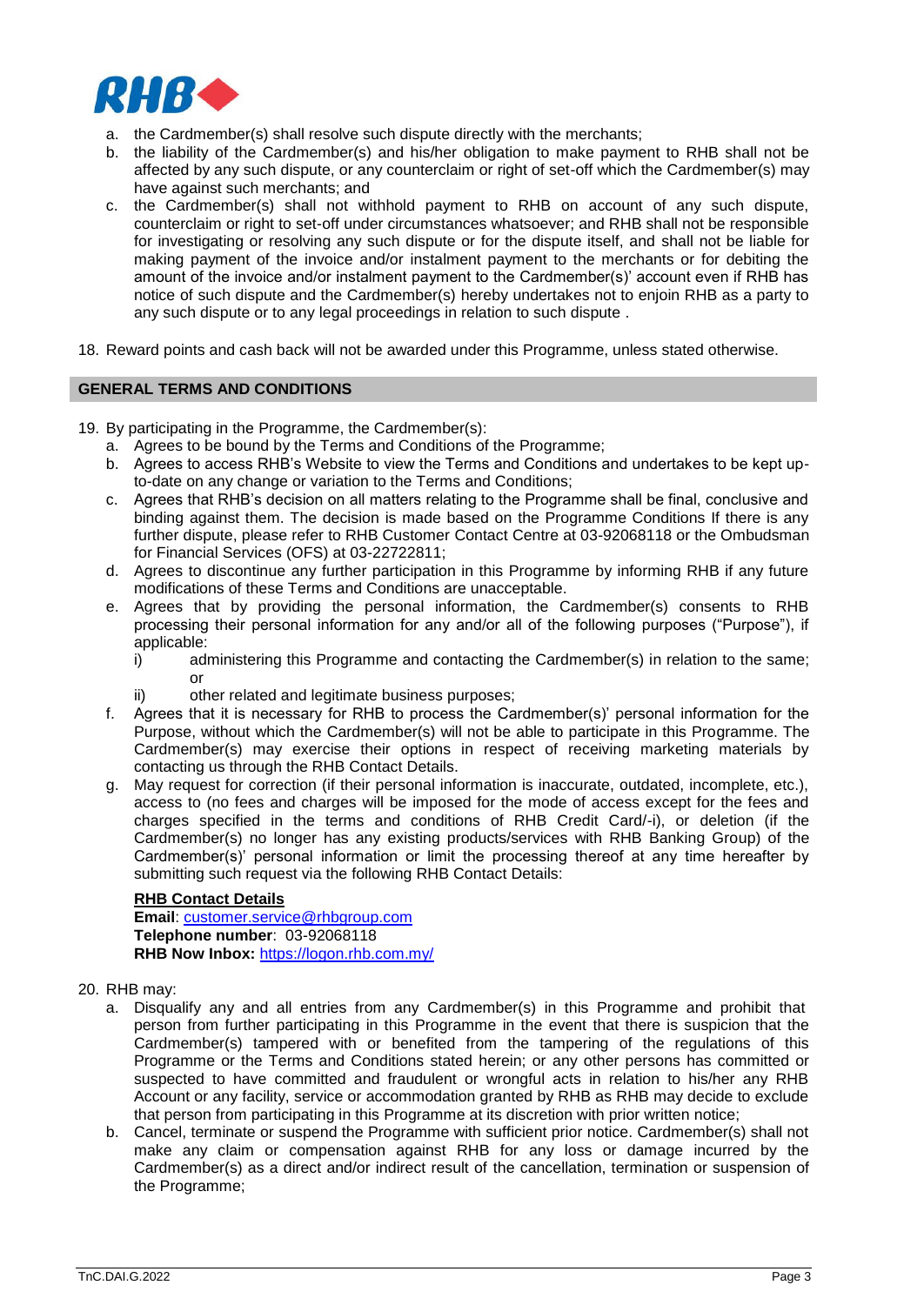a. the Cardmember(s) shall resolve such dispute directly with the merchants;
b. the liability of the Cardmember(s) and his/her obligation to make payment to RHB shall not be affected by any such dispute, or any counterclaim or right of set-off which the Cardmember(s) may have against such merchants; and
c. the Cardmember(s) shall not withhold payment to RHB on account of any such dispute, counterclaim or right to set-off under circumstances whatsoever; and RHB shall not be responsible for investigating or resolving any such dispute or for the dispute itself, and shall not be liable for making payment of the invoice and/or instalment payment to the merchants or for debiting the amount of the invoice and/or instalment payment to the Cardmember(s)' account even if RHB has notice of such dispute and the Cardmember(s) hereby undertakes not to enjoin RHB as a party to any such dispute or to any legal proceedings in relation to such dispute .

18. Reward points and cash back will not be awarded under this Programme, unless stated otherwise.

## GENERAL TERMS AND CONDITIONS

19. By participating in the Programme, the Cardmember(s):
    a. Agrees to be bound by the Terms and Conditions of the Programme;
    b. Agrees to access RHB's Website to view the Terms and Conditions and undertakes to be kept up-to-date on any change or variation to the Terms and Conditions;
    c. Agrees that RHB's decision on all matters relating to the Programme shall be final, conclusive and binding against them. The decision is made based on the Programme Conditions If there is any further dispute, please refer to RHB Customer Contact Centre at 03-92068118 or the Ombudsman for Financial Services (OFS) at 03-22722811;
    d. Agrees to discontinue any further participation in this Programme by informing RHB if any future modifications of these Terms and Conditions are unacceptable.
    e. Agrees that by providing the personal information, the Cardmember(s) consents to RHB processing their personal information for any and/or all of the following purposes ("Purpose"), if applicable:
       i) administering this Programme and contacting the Cardmember(s) in relation to the same; or
       ii) other related and legitimate business purposes;
    f. Agrees that it is necessary for RHB to process the Cardmember(s)' personal information for the Purpose, without which the Cardmember(s) will not be able to participate in this Programme. The Cardmember(s) may exercise their options in respect of receiving marketing materials by contacting us through the RHB Contact Details.
    g. May request for correction (if their personal information is inaccurate, outdated, incomplete, etc.), access to (no fees and charges will be imposed for the mode of access except for the fees and charges specified in the terms and conditions of RHB Credit Card/-i), or deletion (if the Cardmember(s) no longer has any existing products/services with RHB Banking Group) of the Cardmember(s)' personal information or limit the processing thereof at any time hereafter by submitting such request via the following RHB Contact Details:

       **RHB Contact Details**
       **Email**: customer.service@rhbgroup.com
       **Telephone number**: 03-92068118
       **RHB Now Inbox:** https://logon.rhb.com.my/

20. RHB may:
    a. Disqualify any and all entries from any Cardmember(s) in this Programme and prohibit that person from further participating in this Programme in the event that there is suspicion that the Cardmember(s) tampered with or benefited from the tampering of the regulations of this Programme or the Terms and Conditions stated herein; or any other persons has committed or suspected to have committed and fraudulent or wrongful acts in relation to his/her any RHB Account or any facility, service or accommodation granted by RHB as RHB may decide to exclude that person from participating in this Programme at its discretion with prior written notice;
    b. Cancel, terminate or suspend the Programme with sufficient prior notice. Cardmember(s) shall not make any claim or compensation against RHB for any loss or damage incurred by the Cardmember(s) as a direct and/or indirect result of the cancellation, termination or suspension of the Programme;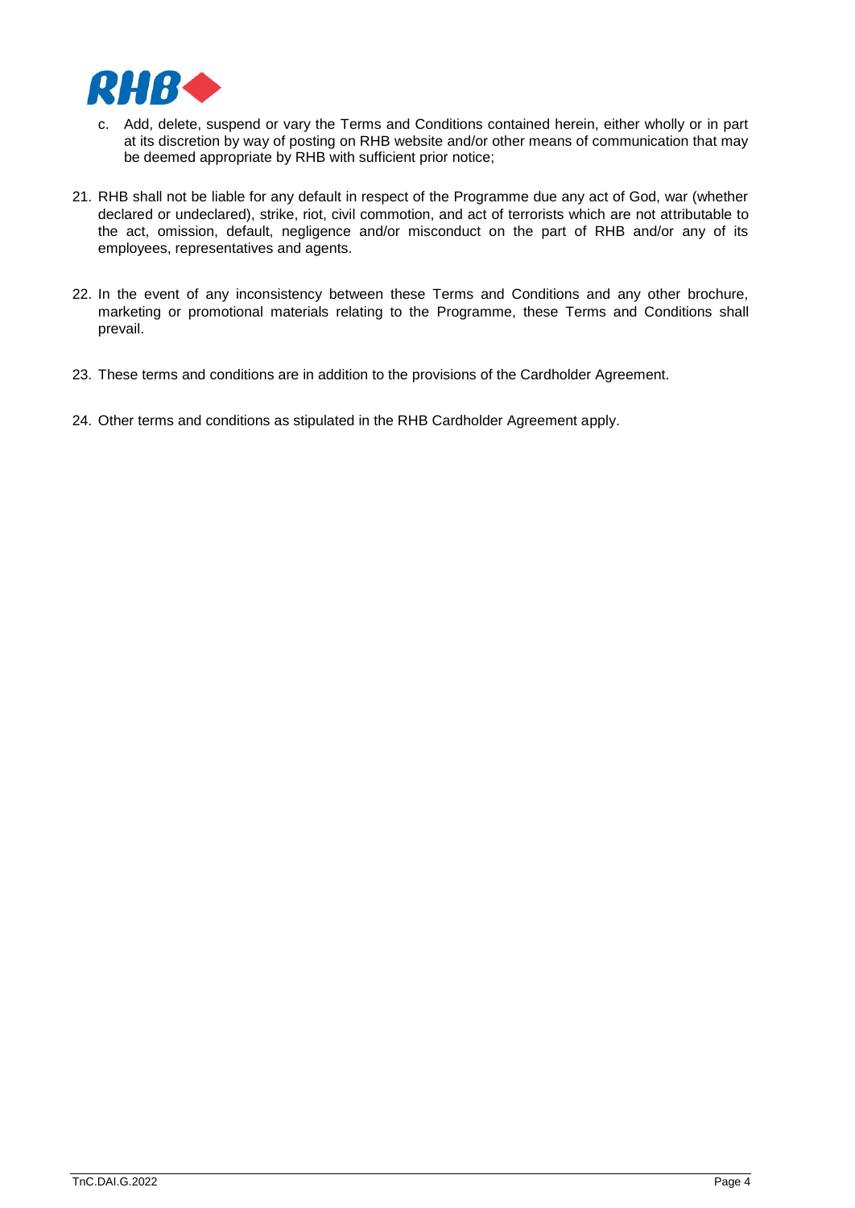c. Add, delete, suspend or vary the Terms and Conditions contained herein, either wholly or in part at its discretion by way of posting on RHB website and/or other means of communication that may be deemed appropriate by RHB with sufficient prior notice;

21. RHB shall not be liable for any default in respect of the Programme due any act of God, war (whether declared or undeclared), strike, riot, civil commotion, and act of terrorists which are not attributable to the act, omission, default, negligence and/or misconduct on the part of RHB and/or any of its employees, representatives and agents.

22. In the event of any inconsistency between these Terms and Conditions and any other brochure, marketing or promotional materials relating to the Programme, these Terms and Conditions shall prevail.

23. These terms and conditions are in addition to the provisions of the Cardholder Agreement.

24. Other terms and conditions as stipulated in the RHB Cardholder Agreement apply.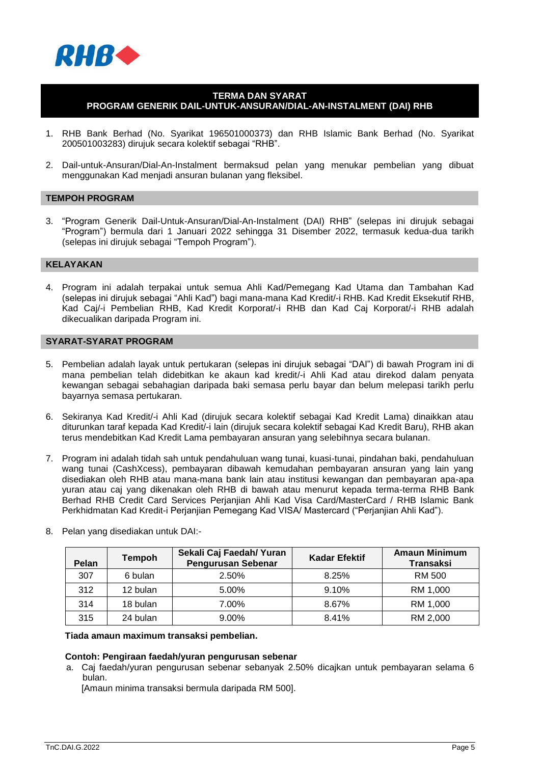# TERMA DAN SYARAT
## PROGRAM GENERIK DAIL-UNTUK-ANSURAN/DIAL-AN-INSTALMENT (DAI) RHB

1. RHB Bank Berhad (No. Syarikat 196501000373) dan RHB Islamic Bank Berhad (No. Syarikat 200501003283) dirujuk secara kolektif sebagai "RHB".

2. Dail-untuk-Ansuran/Dial-An-Instalment bermaksud pelan yang menukar pembelian yang dibuat menggunakan Kad menjadi ansuran bulanan yang fleksibel.

### TEMPOH PROGRAM

3. "Program Generik Dail-Untuk-Ansuran/Dial-An-Instalment (DAI) RHB" (selepas ini dirujuk sebagai "Program") bermula dari 1 Januari 2022 sehingga 31 Disember 2022, termasuk kedua-dua tarikh (selepas ini dirujuk sebagai "Tempoh Program").

### KELAYAKAN

4. Program ini adalah terpakai untuk semua Ahli Kad/Pemegang Kad Utama dan Tambahan Kad (selepas ini dirujuk sebagai "Ahli Kad") bagi mana-mana Kad Kredit/-i RHB. Kad Kredit Eksekutif RHB, Kad Caj/-i Pembelian RHB, Kad Kredit Korporat/-i RHB dan Kad Caj Korporat/-i RHB adalah dikecualikan daripada Program ini.

### SYARAT-SYARAT PROGRAM

5. Pembelian adalah layak untuk pertukaran (selepas ini dirujuk sebagai "DAI") di bawah Program ini di mana pembelian telah didebitkan ke akaun kad kredit/-i Ahli Kad atau direkod dalam penyata kewangan sebagai sebahagian daripada baki semasa perlu bayar dan belum melepasi tarikh perlu bayarnya semasa pertukaran.

6. Sekiranya Kad Kredit/-i Ahli Kad (dirujuk secara kolektif sebagai Kad Kredit Lama) dinaikkan atau diturunkan taraf kepada Kad Kredit/-i lain (dirujuk secara kolektif sebagai Kad Kredit Baru), RHB akan terus mendebitkan Kad Kredit Lama pembayaran ansuran yang selebihnya secara bulanan.

7. Program ini adalah tidah sah untuk pendahuluan wang tunai, kuasi-tunai, pindahan baki, pendahuluan wang tunai (CashXcess), pembayaran dibawah kemudahan pembayaran ansuran yang lain yang disediakan oleh RHB atau mana-mana bank lain atau institusi kewangan dan pembayaran apa-apa yuran atau caj yang dikenakan oleh RHB di bawah atau menurut kepada terma-terma RHB Bank Berhad RHB Credit Card Services Perjanjian Ahli Kad Visa Card/MasterCard / RHB Islamic Bank Perkhidmatan Kad Kredit-i Perjanjian Pemegang Kad VISA/ Mastercard ("Perjanjian Ahli Kad").

8. Pelan yang disediakan untuk DAI:-

| Pelan | Tempoh | Sekali Caj Faedah/ Yuran Pengurusan Sebenar | Kadar Efektif | Amaun Minimum Transaksi |
|---|---|---|---|---|
| 307 | 6 bulan | 2.50% | 8.25% | RM 500 |
| 312 | 12 bulan | 5.00% | 9.10% | RM 1,000 |
| 314 | 18 bulan | 7.00% | 8.67% | RM 1,000 |
| 315 | 24 bulan | 9.00% | 8.41% | RM 2,000 |

**Tiada amaun maximum transaksi pembelian.**

**Contoh: Pengiraan faedah/yuran pengurusan sebenar**

a. Caj faedah/yuran pengurusan sebenar sebanyak 2.50% dicajkan untuk pembayaran selama 6 bulan.
[Amaun minima transaksi bermula daripada RM 500].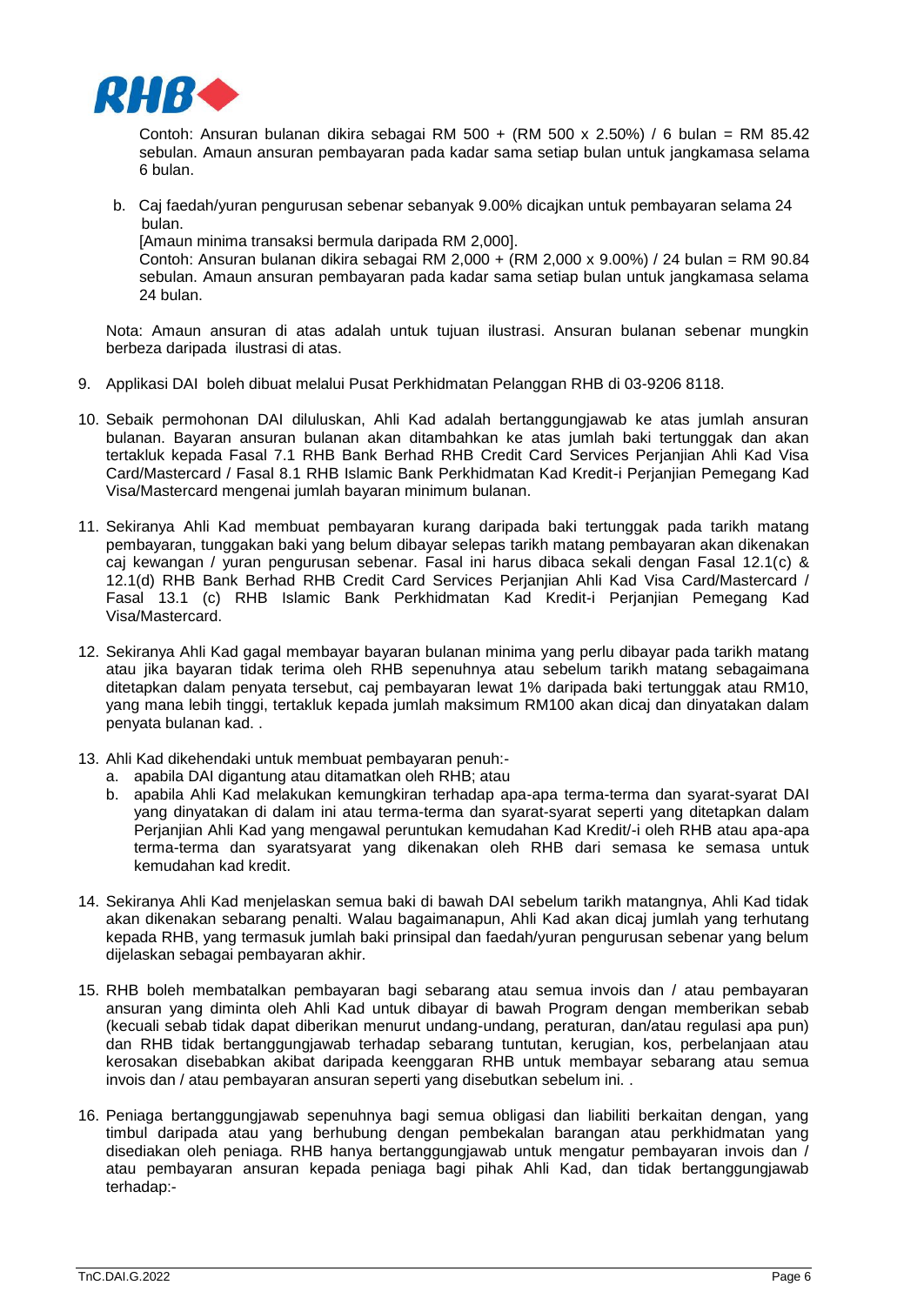Contoh: Ansuran bulanan dikira sebagai RM 500 + (RM 500 x 2.50%) / 6 bulan = RM 85.42 sebulan. Amaun ansuran pembayaran pada kadar sama setiap bulan untuk jangkamasa selama 6 bulan.

b. Caj faedah/yuran pengurusan sebenar sebanyak 9.00% dicajkan untuk pembayaran selama 24 bulan.
   [Amaun minima transaksi bermula daripada RM 2,000].
   Contoh: Ansuran bulanan dikira sebagai RM 2,000 + (RM 2,000 x 9.00%) / 24 bulan = RM 90.84 sebulan. Amaun ansuran pembayaran pada kadar sama setiap bulan untuk jangkamasa selama 24 bulan.

Nota: Amaun ansuran di atas adalah untuk tujuan ilustrasi. Ansuran bulanan sebenar mungkin berbeza daripada ilustrasi di atas.

9. Applikasi DAI boleh dibuat melalui Pusat Perkhidmatan Pelanggan RHB di 03-9206 8118.

10. Sebaik permohonan DAI diluluskan, Ahli Kad adalah bertanggungjawab ke atas jumlah ansuran bulanan. Bayaran ansuran bulanan akan ditambahkan ke atas jumlah baki tertunggak dan akan tertakluk kepada Fasal 7.1 RHB Bank Berhad RHB Credit Card Services Perjanjian Ahli Kad Visa Card/Mastercard / Fasal 8.1 RHB Islamic Bank Perkhidmatan Kad Kredit-i Perjanjian Pemegang Kad Visa/Mastercard mengenai jumlah bayaran minimum bulanan.

11. Sekiranya Ahli Kad membuat pembayaran kurang daripada baki tertunggak pada tarikh matang pembayaran, tunggakan baki yang belum dibayar selepas tarikh matang pembayaran akan dikenakan caj kewangan / yuran pengurusan sebenar. Fasal ini harus dibaca sekali dengan Fasal 12.1(c) & 12.1(d) RHB Bank Berhad RHB Credit Card Services Perjanjian Ahli Kad Visa Card/Mastercard / Fasal 13.1 (c) RHB Islamic Bank Perkhidmatan Kad Kredit-i Perjanjian Pemegang Kad Visa/Mastercard.

12. Sekiranya Ahli Kad gagal membayar bayaran bulanan minima yang perlu dibayar pada tarikh matang atau jika bayaran tidak terima oleh RHB sepenuhnya atau sebelum tarikh matang sebagaimana ditetapkan dalam penyata tersebut, caj pembayaran lewat 1% daripada baki tertunggak atau RM10, yang mana lebih tinggi, tertakluk kepada jumlah maksimum RM100 akan dicaj dan dinyatakan dalam penyata bulanan kad. .

13. Ahli Kad dikehendaki untuk membuat pembayaran penuh:-
    a. apabila DAI digantung atau ditamatkan oleh RHB; atau
    b. apabila Ahli Kad melakukan kemungkiran terhadap apa-apa terma-terma dan syarat-syarat DAI yang dinyatakan di dalam ini atau terma-terma dan syarat-syarat seperti yang ditetapkan dalam Perjanjian Ahli Kad yang mengawal peruntukan kemudahan Kad Kredit/-i oleh RHB atau apa-apa terma-terma dan syaratsyarat yang dikenakan oleh RHB dari semasa ke semasa untuk kemudahan kad kredit.

14. Sekiranya Ahli Kad menjelaskan semua baki di bawah DAI sebelum tarikh matangnya, Ahli Kad tidak akan dikenakan sebarang penalti. Walau bagaimanapun, Ahli Kad akan dicaj jumlah yang terhutang kepada RHB, yang termasuk jumlah baki prinsipal dan faedah/yuran pengurusan sebenar yang belum dijelaskan sebagai pembayaran akhir.

15. RHB boleh membatalkan pembayaran bagi sebarang atau semua invois dan / atau pembayaran ansuran yang diminta oleh Ahli Kad untuk dibayar di bawah Program dengan memberikan sebab (kecuali sebab tidak dapat diberikan menurut undang-undang, peraturan, dan/atau regulasi apa pun) dan RHB tidak bertanggungjawab terhadap sebarang tuntutan, kerugian, kos, perbelanjaan atau kerosakan disebabkan akibat daripada keenggaran RHB untuk membayar sebarang atau semua invois dan / atau pembayaran ansuran seperti yang disebutkan sebelum ini. .

16. Peniaga bertanggungjawab sepenuhnya bagi semua obligasi dan liabiliti berkaitan dengan, yang timbul daripada atau yang berhubung dengan pembekalan barangan atau perkhidmatan yang disediakan oleh peniaga. RHB hanya bertanggungjawab untuk mengatur pembayaran invois dan / atau pembayaran ansuran kepada peniaga bagi pihak Ahli Kad, dan tidak bertanggungjawab terhadap:-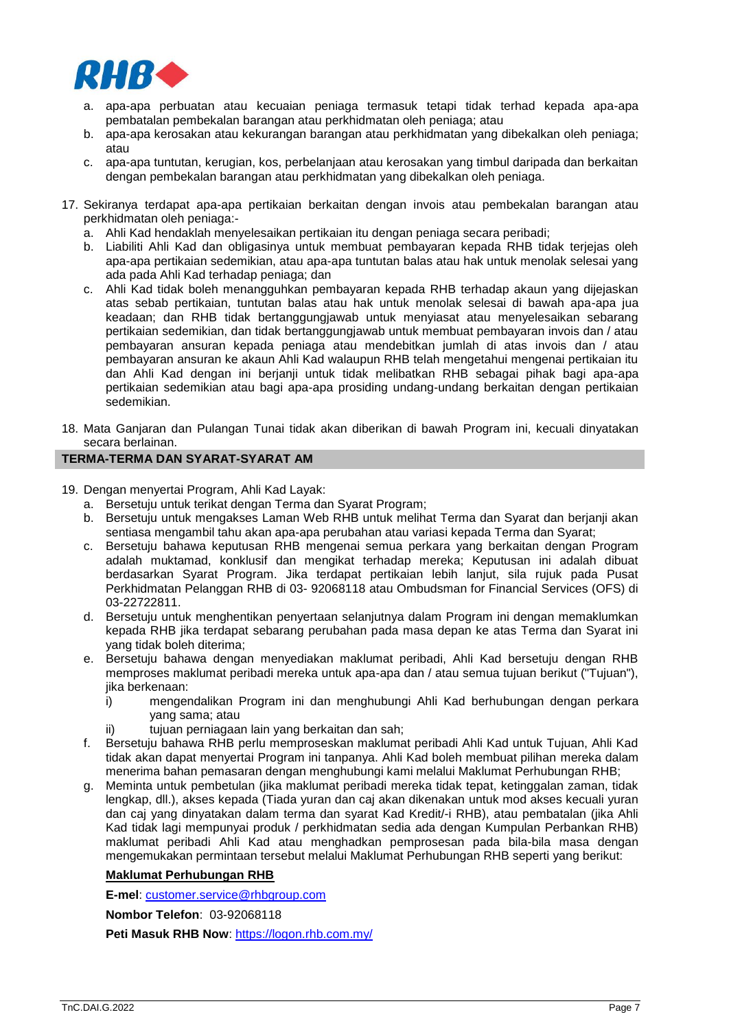a. apa-apa perbuatan atau kecuaian peniaga termasuk tetapi tidak terhad kepada apa-apa pembatalan pembekalan barangan atau perkhidmatan oleh peniaga; atau
   b. apa-apa kerosakan atau kekurangan barangan atau perkhidmatan yang dibekalkan oleh peniaga; atau
   c. apa-apa tuntutan, kerugian, kos, perbelanjaan atau kerosakan yang timbul daripada dan berkaitan dengan pembekalan barangan atau perkhidmatan yang dibekalkan oleh peniaga.

17. Sekiranya terdapat apa-apa pertikaian berkaitan dengan invois atau pembekalan barangan atau perkhidmatan oleh peniaga:-
    a. Ahli Kad hendaklah menyelesaikan pertikaian itu dengan peniaga secara peribadi;
    b. Liabiliti Ahli Kad dan obligasinya untuk membuat pembayaran kepada RHB tidak terjejas oleh apa-apa pertikaian sedemikian, atau apa-apa tuntutan balas atau hak untuk menolak selesai yang ada pada Ahli Kad terhadap peniaga; dan
    c. Ahli Kad tidak boleh menangguhkan pembayaran kepada RHB terhadap akaun yang dijejaskan atas sebab pertikaian, tuntutan balas atau hak untuk menolak selesai di bawah apa-apa jua keadaan; dan RHB tidak bertanggungjawab untuk menyiasat atau menyelesaikan sebarang pertikaian sedemikian, dan tidak bertanggungjawab untuk membuat pembayaran invois dan / atau pembayaran ansuran kepada peniaga atau mendebitkan jumlah di atas invois dan / atau pembayaran ansuran ke akaun Ahli Kad walaupun RHB telah mengetahui mengenai pertikaian itu dan Ahli Kad dengan ini berjanji untuk tidak melibatkan RHB sebagai pihak bagi apa-apa pertikaian sedemikian atau bagi apa-apa prosiding undang-undang berkaitan dengan pertikaian sedemikian.

18. Mata Ganjaran dan Pulangan Tunai tidak akan diberikan di bawah Program ini, kecuali dinyatakan secara berlainan.

## TERMA-TERMA DAN SYARAT-SYARAT AM

19. Dengan menyertai Program, Ahli Kad Layak:
    a. Bersetuju untuk terikat dengan Terma dan Syarat Program;
    b. Bersetuju untuk mengakses Laman Web RHB untuk melihat Terma dan Syarat dan berjanji akan sentiasa mengambil tahu akan apa-apa perubahan atau variasi kepada Terma dan Syarat;
    c. Bersetuju bahawa keputusan RHB mengenai semua perkara yang berkaitan dengan Program adalah muktamad, konklusif dan mengikat terhadap mereka; Keputusan ini adalah dibuat berdasarkan Syarat Program. Jika terdapat pertikaian lebih lanjut, sila rujuk pada Pusat Perkhidmatan Pelanggan RHB di 03- 92068118 atau Ombudsman for Financial Services (OFS) di 03-22722811.
    d. Bersetuju untuk menghentikan penyertaan selanjutnya dalam Program ini dengan memaklumkan kepada RHB jika terdapat sebarang perubahan pada masa depan ke atas Terma dan Syarat ini yang tidak boleh diterima;
    e. Bersetuju bahawa dengan menyediakan maklumat peribadi, Ahli Kad bersetuju dengan RHB memproses maklumat peribadi mereka untuk apa-apa dan / atau semua tujuan berikut ("Tujuan"), jika berkenaan:
       i) mengendalikan Program ini dan menghubungi Ahli Kad berhubungan dengan perkara yang sama; atau
       ii) tujuan perniagaan lain yang berkaitan dan sah;
    f. Bersetuju bahawa RHB perlu memproseskan maklumat peribadi Ahli Kad untuk Tujuan, Ahli Kad tidak akan dapat menyertai Program ini tanpanya. Ahli Kad boleh membuat pilihan mereka dalam menerima bahan pemasaran dengan menghubungi kami melalui Maklumat Perhubungan RHB;
    g. Meminta untuk pembetulan (jika maklumat peribadi mereka tidak tepat, ketinggalan zaman, tidak lengkap, dll.), akses kepada (Tiada yuran dan caj akan dikenakan untuk mod akses kecuali yuran dan caj yang dinyatakan dalam terma dan syarat Kad Kredit/-i RHB), atau pembatalan (jika Ahli Kad tidak lagi mempunyai produk / perkhidmatan sedia ada dengan Kumpulan Perbankan RHB) maklumat peribadi Ahli Kad atau menghadkan pemprosesan pada bila-bila masa dengan mengemukakan permintaan tersebut melalui Maklumat Perhubungan RHB seperti yang berikut:

       **Maklumat Perhubungan RHB**

       **E-mel**: customer.service@rhbgroup.com

       **Nombor Telefon**: 03-92068118

       **Peti Masuk RHB Now**: https://logon.rhb.com.my/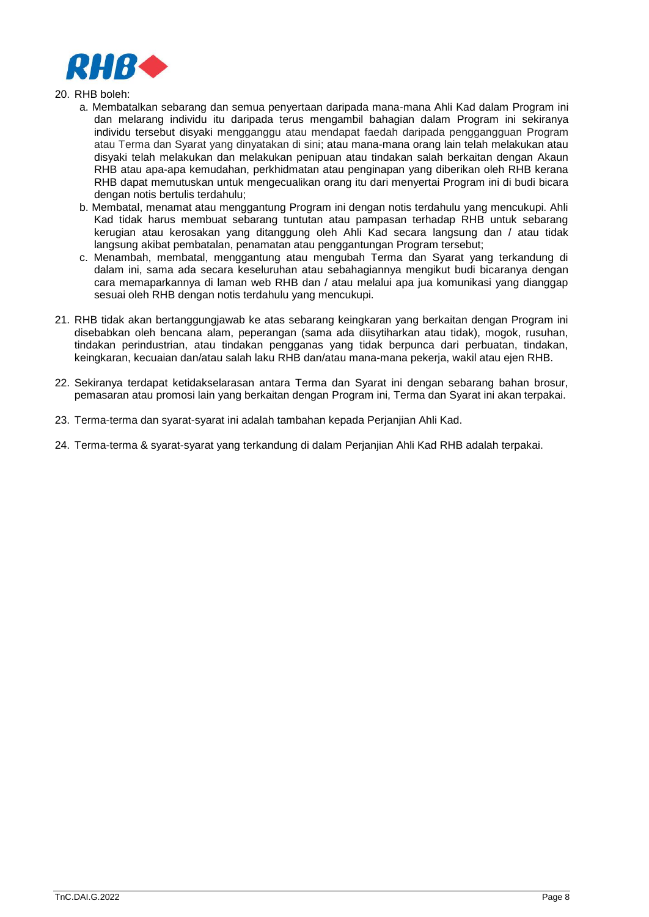20. RHB boleh:
    a. Membatalkan sebarang dan semua penyertaan daripada mana-mana Ahli Kad dalam Program ini dan melarang individu itu daripada terus mengambil bahagian dalam Program ini sekiranya individu tersebut disyaki mengganggu atau mendapat faedah daripada penggangguan Program atau Terma dan Syarat yang dinyatakan di sini; atau mana-mana orang lain telah melakukan atau disyaki telah melakukan dan melakukan penipuan atau tindakan salah berkaitan dengan Akaun RHB atau apa-apa kemudahan, perkhidmatan atau penginapan yang diberikan oleh RHB kerana RHB dapat memutuskan untuk mengecualikan orang itu dari menyertai Program ini di budi bicara dengan notis bertulis terdahulu;
    b. Membatal, menamat atau menggantung Program ini dengan notis terdahulu yang mencukupi. Ahli Kad tidak harus membuat sebarang tuntutan atau pampasan terhadap RHB untuk sebarang kerugian atau kerosakan yang ditanggung oleh Ahli Kad secara langsung dan / atau tidak langsung akibat pembatalan, penamatan atau penggantungan Program tersebut;
    c. Menambah, membatal, menggantung atau mengubah Terma dan Syarat yang terkandung di dalam ini, sama ada secara keseluruhan atau sebahagiannya mengikut budi bicaranya dengan cara memaparkannya di laman web RHB dan / atau melalui apa jua komunikasi yang dianggap sesuai oleh RHB dengan notis terdahulu yang mencukupi.

21. RHB tidak akan bertanggungjawab ke atas sebarang keingkaran yang berkaitan dengan Program ini disebabkan oleh bencana alam, peperangan (sama ada diisytiharkan atau tidak), mogok, rusuhan, tindakan perindustrian, atau tindakan pengganas yang tidak berpunca dari perbuatan, tindakan, keingkaran, kecuaian dan/atau salah laku RHB dan/atau mana-mana pekerja, wakil atau ejen RHB.

22. Sekiranya terdapat ketidakselarasan antara Terma dan Syarat ini dengan sebarang bahan brosur, pemasaran atau promosi lain yang berkaitan dengan Program ini, Terma dan Syarat ini akan terpakai.

23. Terma-terma dan syarat-syarat ini adalah tambahan kepada Perjanjian Ahli Kad.

24. Terma-terma & syarat-syarat yang terkandung di dalam Perjanjian Ahli Kad RHB adalah terpakai.

TnC.DAI.G.2022